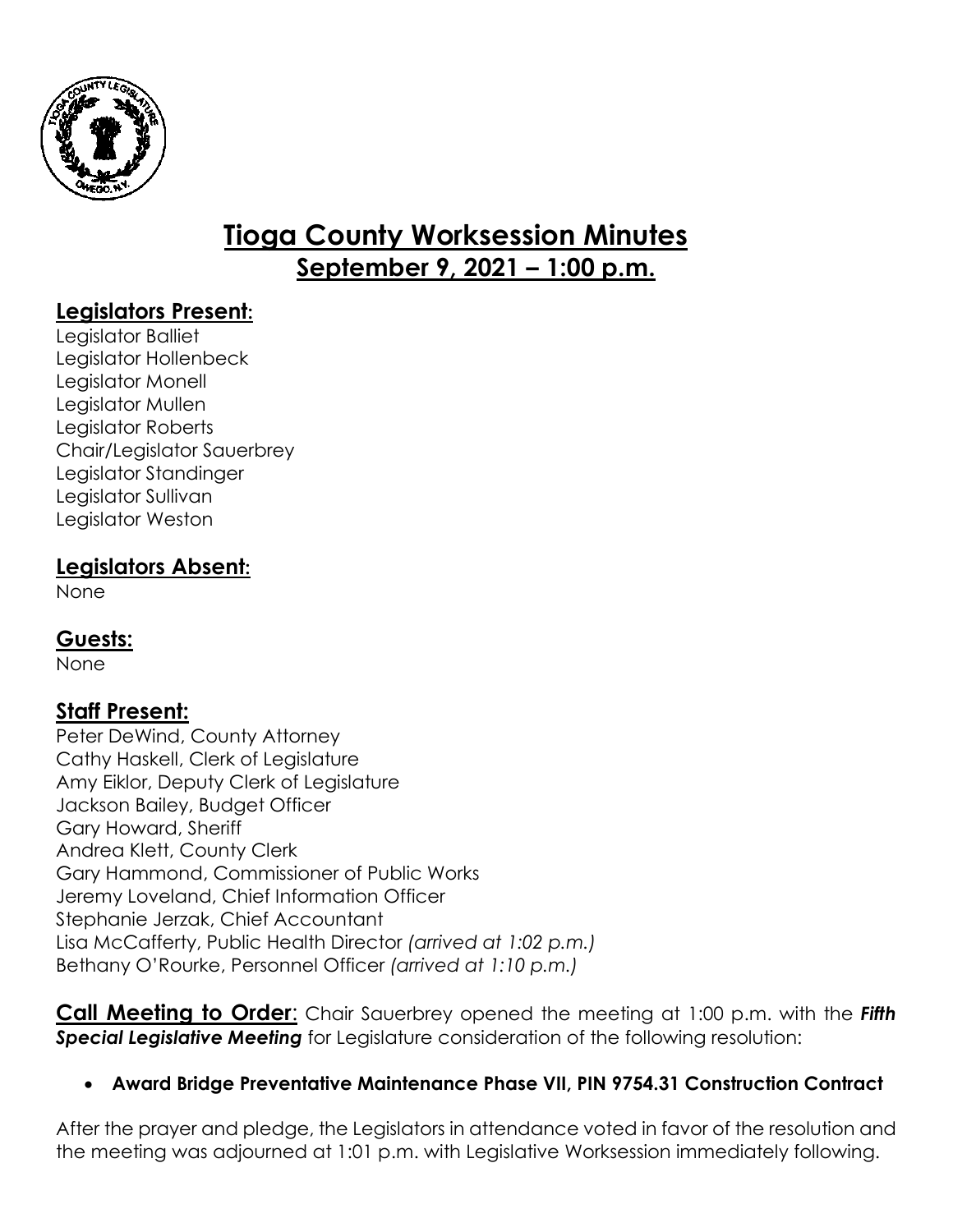# Tioga County Worksession Minutes

## September 9, 2021 – 1:00 p.m.

### Legislators Present:

Legislator Balliet
Legislator Hollenbeck
Legislator Monell
Legislator Mullen
Legislator Roberts
Chair/Legislator Sauerbrey
Legislator Standinger
Legislator Sullivan
Legislator Weston

### Legislators Absent:

None

### Guests:

None

### Staff Present:

Peter DeWind, County Attorney
Cathy Haskell, Clerk of Legislature
Amy Eiklor, Deputy Clerk of Legislature
Jackson Bailey, Budget Officer
Gary Howard, Sheriff
Andrea Klett, County Clerk
Gary Hammond, Commissioner of Public Works
Jeremy Loveland, Chief Information Officer
Stephanie Jerzak, Chief Accountant
Lisa McCafferty, Public Health Director *(arrived at 1:02 p.m.)*
Bethany O'Rourke, Personnel Officer *(arrived at 1:10 p.m.)*

**Call Meeting to Order**: Chair Sauerbrey opened the meeting at 1:00 p.m. with the ***Fifth Special Legislative Meeting*** for Legislature consideration of the following resolution:

- **Award Bridge Preventative Maintenance Phase VII, PIN 9754.31 Construction Contract**

After the prayer and pledge, the Legislators in attendance voted in favor of the resolution and the meeting was adjourned at 1:01 p.m. with Legislative Worksession immediately following.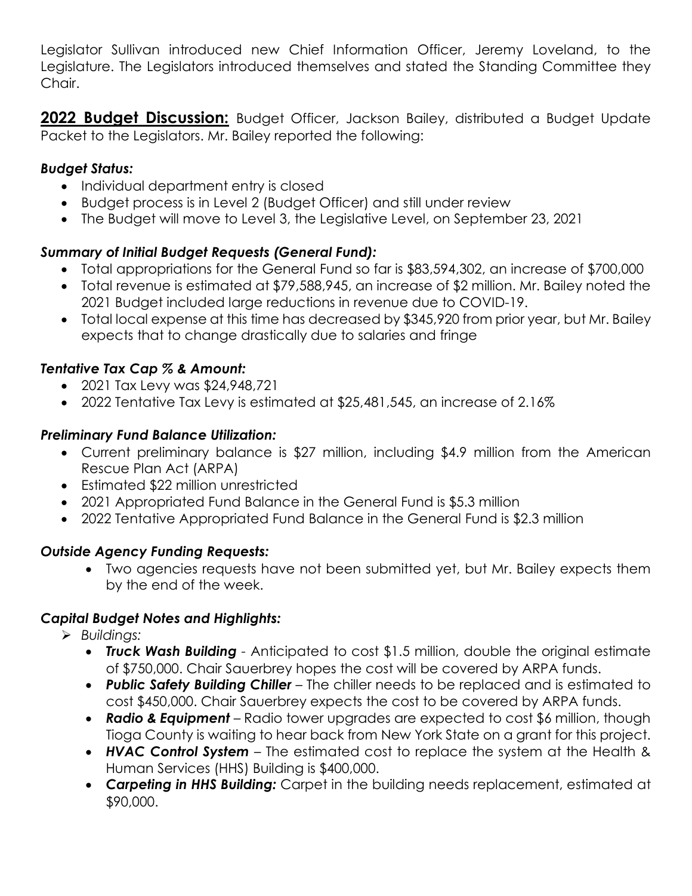Legislator Sullivan introduced new Chief Information Officer, Jeremy Loveland, to the Legislature. The Legislators introduced themselves and stated the Standing Committee they Chair.

**2022 Budget Discussion:** Budget Officer, Jackson Bailey, distributed a Budget Update Packet to the Legislators. Mr. Bailey reported the following:

***Budget Status:***

- Individual department entry is closed
- Budget process is in Level 2 (Budget Officer) and still under review
- The Budget will move to Level 3, the Legislative Level, on September 23, 2021

***Summary of Initial Budget Requests (General Fund):***

- Total appropriations for the General Fund so far is $83,594,302, an increase of $700,000
- Total revenue is estimated at $79,588,945, an increase of $2 million. Mr. Bailey noted the 2021 Budget included large reductions in revenue due to COVID-19.
- Total local expense at this time has decreased by $345,920 from prior year, but Mr. Bailey expects that to change drastically due to salaries and fringe

***Tentative Tax Cap % & Amount:***

- 2021 Tax Levy was $24,948,721
- 2022 Tentative Tax Levy is estimated at $25,481,545, an increase of 2.16%

***Preliminary Fund Balance Utilization:***

- Current preliminary balance is $27 million, including $4.9 million from the American Rescue Plan Act (ARPA)
- Estimated $22 million unrestricted
- 2021 Appropriated Fund Balance in the General Fund is $5.3 million
- 2022 Tentative Appropriated Fund Balance in the General Fund is $2.3 million

***Outside Agency Funding Requests:***

- Two agencies requests have not been submitted yet, but Mr. Bailey expects them by the end of the week.

***Capital Budget Notes and Highlights:***

- *Buildings:*
  - ***Truck Wash Building*** - Anticipated to cost $1.5 million, double the original estimate of $750,000. Chair Sauerbrey hopes the cost will be covered by ARPA funds.
  - ***Public Safety Building Chiller*** – The chiller needs to be replaced and is estimated to cost $450,000. Chair Sauerbrey expects the cost to be covered by ARPA funds.
  - ***Radio & Equipment*** – Radio tower upgrades are expected to cost $6 million, though Tioga County is waiting to hear back from New York State on a grant for this project.
  - ***HVAC Control System*** – The estimated cost to replace the system at the Health & Human Services (HHS) Building is $400,000.
  - ***Carpeting in HHS Building:*** Carpet in the building needs replacement, estimated at $90,000.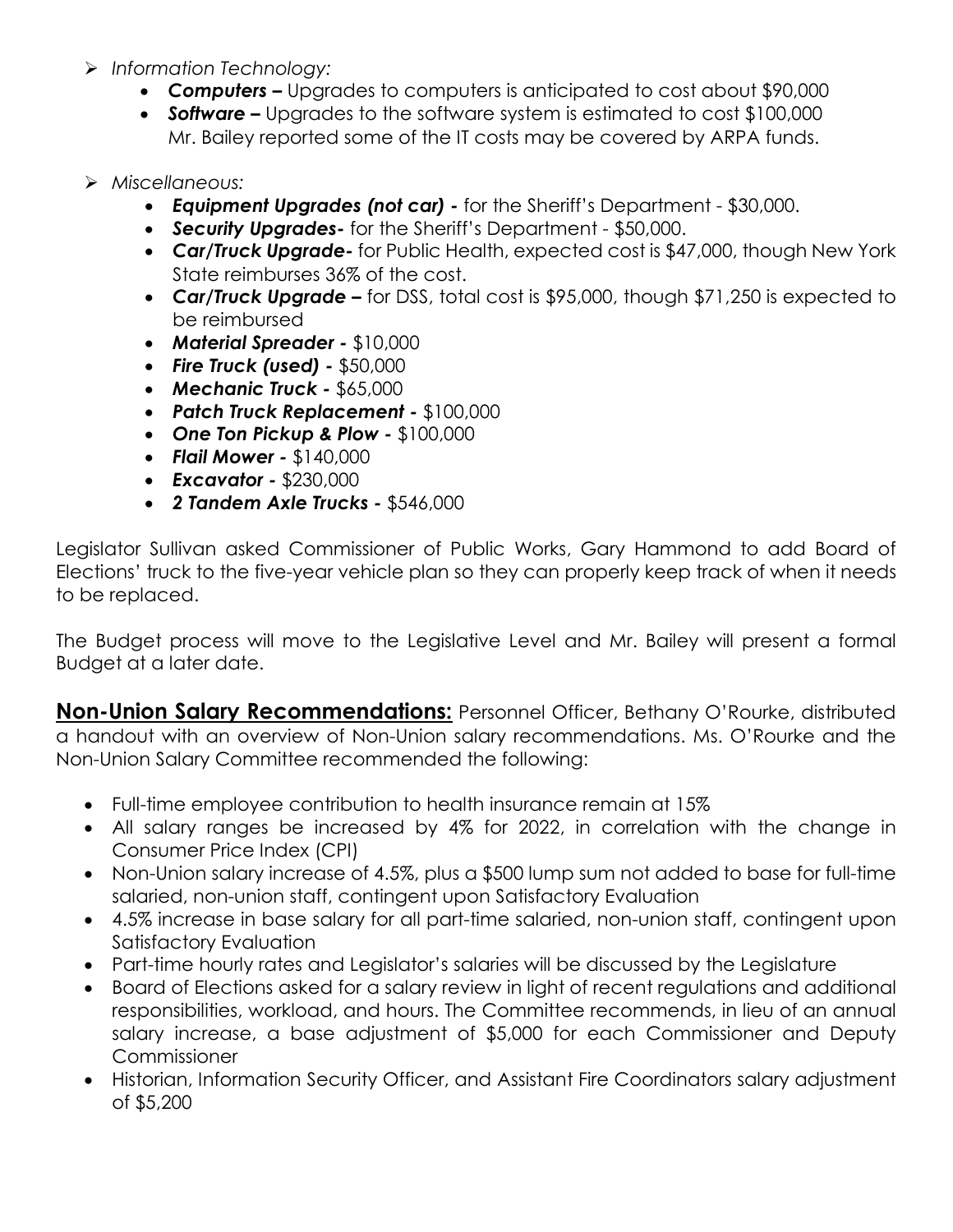- *Information Technology:*
    - ***Computers –*** Upgrades to computers is anticipated to cost about $90,000
    - ***Software –*** Upgrades to the software system is estimated to cost $100,000
      Mr. Bailey reported some of the IT costs may be covered by ARPA funds.

- *Miscellaneous:*
    - ***Equipment Upgrades (not car) -*** for the Sheriff's Department - $30,000.
    - ***Security Upgrades-*** for the Sheriff's Department - $50,000.
    - ***Car/Truck Upgrade-*** for Public Health, expected cost is $47,000, though New York State reimburses 36% of the cost.
    - ***Car/Truck Upgrade –*** for DSS, total cost is $95,000, though $71,250 is expected to be reimbursed
    - ***Material Spreader -*** $10,000
    - ***Fire Truck (used) -*** $50,000
    - ***Mechanic Truck -*** $65,000
    - ***Patch Truck Replacement -*** $100,000
    - ***One Ton Pickup & Plow -*** $100,000
    - ***Flail Mower -*** $140,000
    - ***Excavator -*** $230,000
    - ***2 Tandem Axle Trucks -*** $546,000

Legislator Sullivan asked Commissioner of Public Works, Gary Hammond to add Board of Elections' truck to the five-year vehicle plan so they can properly keep track of when it needs to be replaced.

The Budget process will move to the Legislative Level and Mr. Bailey will present a formal Budget at a later date.

**Non-Union Salary Recommendations:** Personnel Officer, Bethany O'Rourke, distributed a handout with an overview of Non-Union salary recommendations. Ms. O'Rourke and the Non-Union Salary Committee recommended the following:

- Full-time employee contribution to health insurance remain at 15%
- All salary ranges be increased by 4% for 2022, in correlation with the change in Consumer Price Index (CPI)
- Non-Union salary increase of 4.5%, plus a $500 lump sum not added to base for full-time salaried, non-union staff, contingent upon Satisfactory Evaluation
- 4.5% increase in base salary for all part-time salaried, non-union staff, contingent upon Satisfactory Evaluation
- Part-time hourly rates and Legislator's salaries will be discussed by the Legislature
- Board of Elections asked for a salary review in light of recent regulations and additional responsibilities, workload, and hours. The Committee recommends, in lieu of an annual salary increase, a base adjustment of $5,000 for each Commissioner and Deputy Commissioner
- Historian, Information Security Officer, and Assistant Fire Coordinators salary adjustment of $5,200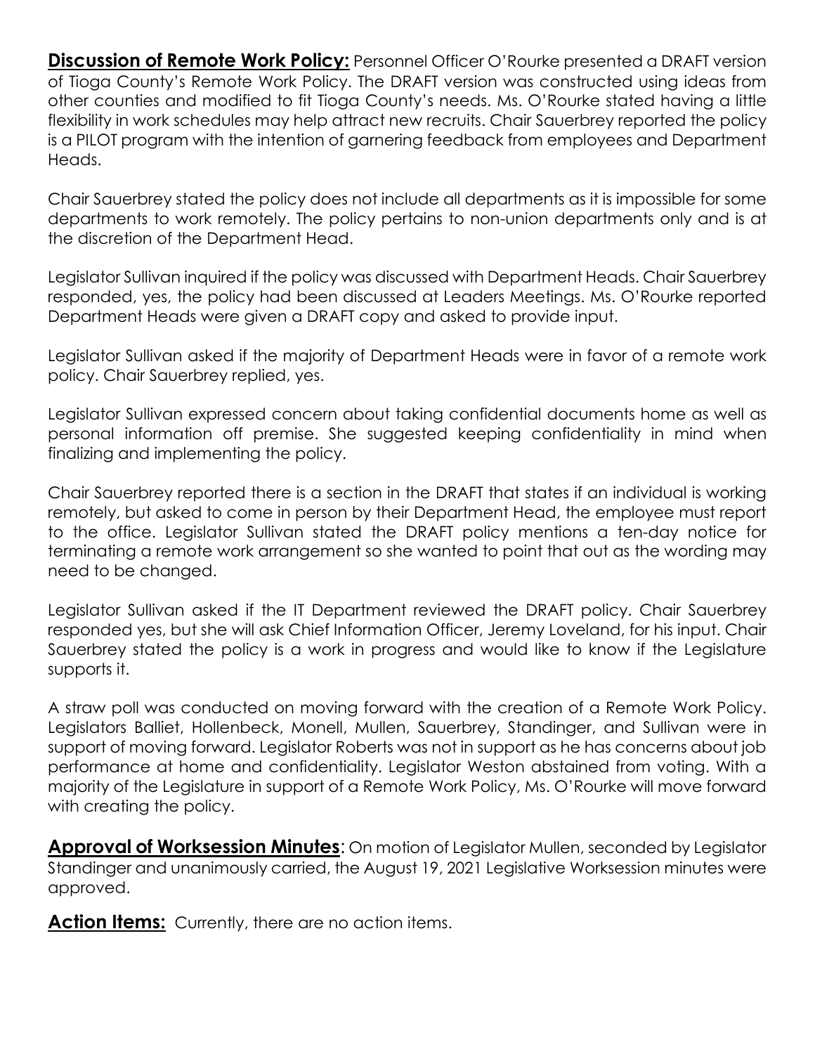**Discussion of Remote Work Policy:** Personnel Officer O'Rourke presented a DRAFT version of Tioga County's Remote Work Policy. The DRAFT version was constructed using ideas from other counties and modified to fit Tioga County's needs. Ms. O'Rourke stated having a little flexibility in work schedules may help attract new recruits. Chair Sauerbrey reported the policy is a PILOT program with the intention of garnering feedback from employees and Department Heads.

Chair Sauerbrey stated the policy does not include all departments as it is impossible for some departments to work remotely. The policy pertains to non-union departments only and is at the discretion of the Department Head.

Legislator Sullivan inquired if the policy was discussed with Department Heads. Chair Sauerbrey responded, yes, the policy had been discussed at Leaders Meetings. Ms. O'Rourke reported Department Heads were given a DRAFT copy and asked to provide input.

Legislator Sullivan asked if the majority of Department Heads were in favor of a remote work policy. Chair Sauerbrey replied, yes.

Legislator Sullivan expressed concern about taking confidential documents home as well as personal information off premise. She suggested keeping confidentiality in mind when finalizing and implementing the policy.

Chair Sauerbrey reported there is a section in the DRAFT that states if an individual is working remotely, but asked to come in person by their Department Head, the employee must report to the office. Legislator Sullivan stated the DRAFT policy mentions a ten-day notice for terminating a remote work arrangement so she wanted to point that out as the wording may need to be changed.

Legislator Sullivan asked if the IT Department reviewed the DRAFT policy. Chair Sauerbrey responded yes, but she will ask Chief Information Officer, Jeremy Loveland, for his input. Chair Sauerbrey stated the policy is a work in progress and would like to know if the Legislature supports it.

A straw poll was conducted on moving forward with the creation of a Remote Work Policy. Legislators Balliet, Hollenbeck, Monell, Mullen, Sauerbrey, Standinger, and Sullivan were in support of moving forward. Legislator Roberts was not in support as he has concerns about job performance at home and confidentiality. Legislator Weston abstained from voting. With a majority of the Legislature in support of a Remote Work Policy, Ms. O'Rourke will move forward with creating the policy.

**Approval of Worksession Minutes**: On motion of Legislator Mullen, seconded by Legislator Standinger and unanimously carried, the August 19, 2021 Legislative Worksession minutes were approved.

**Action Items:** Currently, there are no action items.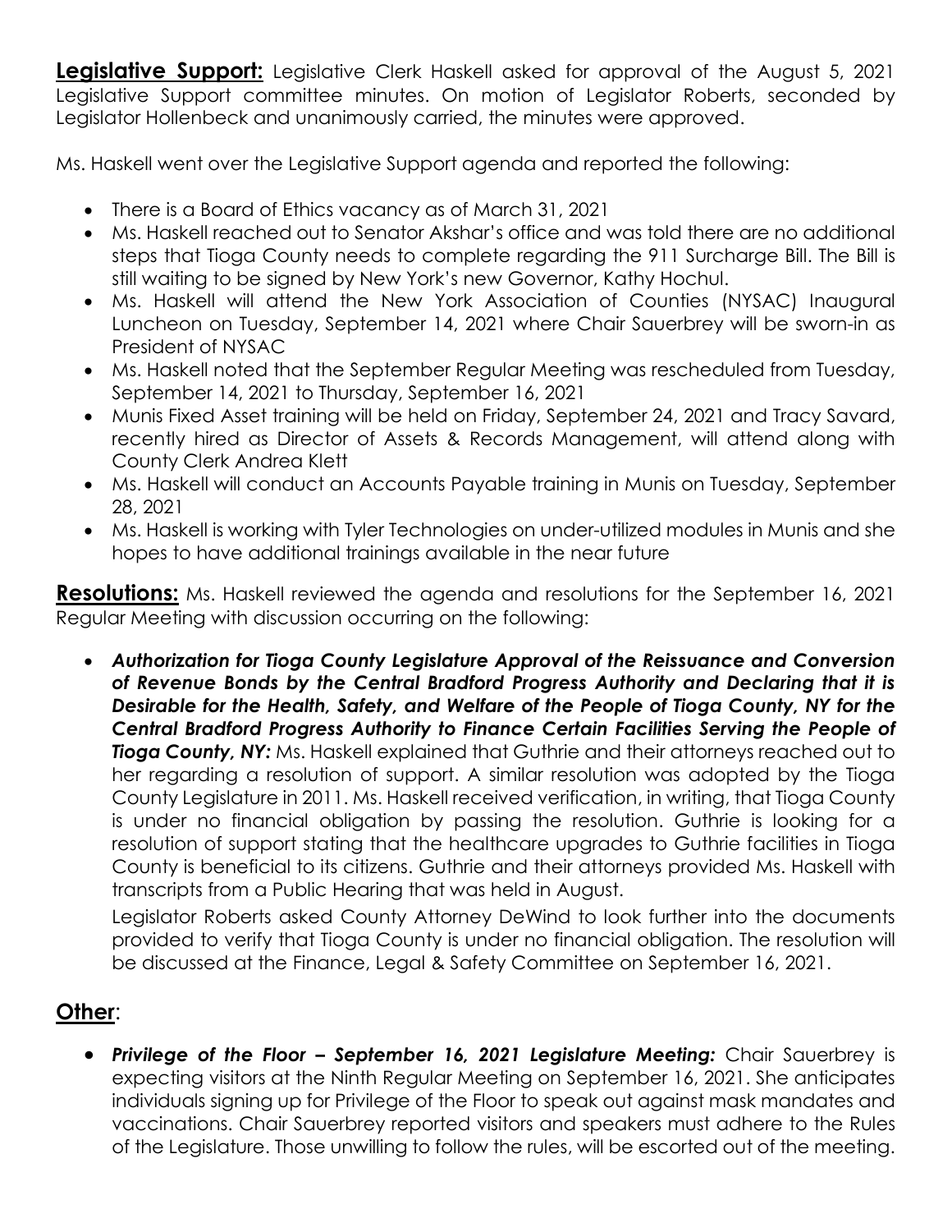**Legislative Support:** Legislative Clerk Haskell asked for approval of the August 5, 2021 Legislative Support committee minutes. On motion of Legislator Roberts, seconded by Legislator Hollenbeck and unanimously carried, the minutes were approved.

Ms. Haskell went over the Legislative Support agenda and reported the following:

- There is a Board of Ethics vacancy as of March 31, 2021
- Ms. Haskell reached out to Senator Akshar's office and was told there are no additional steps that Tioga County needs to complete regarding the 911 Surcharge Bill. The Bill is still waiting to be signed by New York's new Governor, Kathy Hochul.
- Ms. Haskell will attend the New York Association of Counties (NYSAC) Inaugural Luncheon on Tuesday, September 14, 2021 where Chair Sauerbrey will be sworn-in as President of NYSAC
- Ms. Haskell noted that the September Regular Meeting was rescheduled from Tuesday, September 14, 2021 to Thursday, September 16, 2021
- Munis Fixed Asset training will be held on Friday, September 24, 2021 and Tracy Savard, recently hired as Director of Assets & Records Management, will attend along with County Clerk Andrea Klett
- Ms. Haskell will conduct an Accounts Payable training in Munis on Tuesday, September 28, 2021
- Ms. Haskell is working with Tyler Technologies on under-utilized modules in Munis and she hopes to have additional trainings available in the near future

**Resolutions:** Ms. Haskell reviewed the agenda and resolutions for the September 16, 2021 Regular Meeting with discussion occurring on the following:

- ***Authorization for Tioga County Legislature Approval of the Reissuance and Conversion of Revenue Bonds by the Central Bradford Progress Authority and Declaring that it is Desirable for the Health, Safety, and Welfare of the People of Tioga County, NY for the Central Bradford Progress Authority to Finance Certain Facilities Serving the People of Tioga County, NY:*** Ms. Haskell explained that Guthrie and their attorneys reached out to her regarding a resolution of support. A similar resolution was adopted by the Tioga County Legislature in 2011. Ms. Haskell received verification, in writing, that Tioga County is under no financial obligation by passing the resolution. Guthrie is looking for a resolution of support stating that the healthcare upgrades to Guthrie facilities in Tioga County is beneficial to its citizens. Guthrie and their attorneys provided Ms. Haskell with transcripts from a Public Hearing that was held in August.

  Legislator Roberts asked County Attorney DeWind to look further into the documents provided to verify that Tioga County is under no financial obligation. The resolution will be discussed at the Finance, Legal & Safety Committee on September 16, 2021.

## Other:

- ***Privilege of the Floor – September 16, 2021 Legislature Meeting:*** Chair Sauerbrey is expecting visitors at the Ninth Regular Meeting on September 16, 2021. She anticipates individuals signing up for Privilege of the Floor to speak out against mask mandates and vaccinations. Chair Sauerbrey reported visitors and speakers must adhere to the Rules of the Legislature. Those unwilling to follow the rules, will be escorted out of the meeting.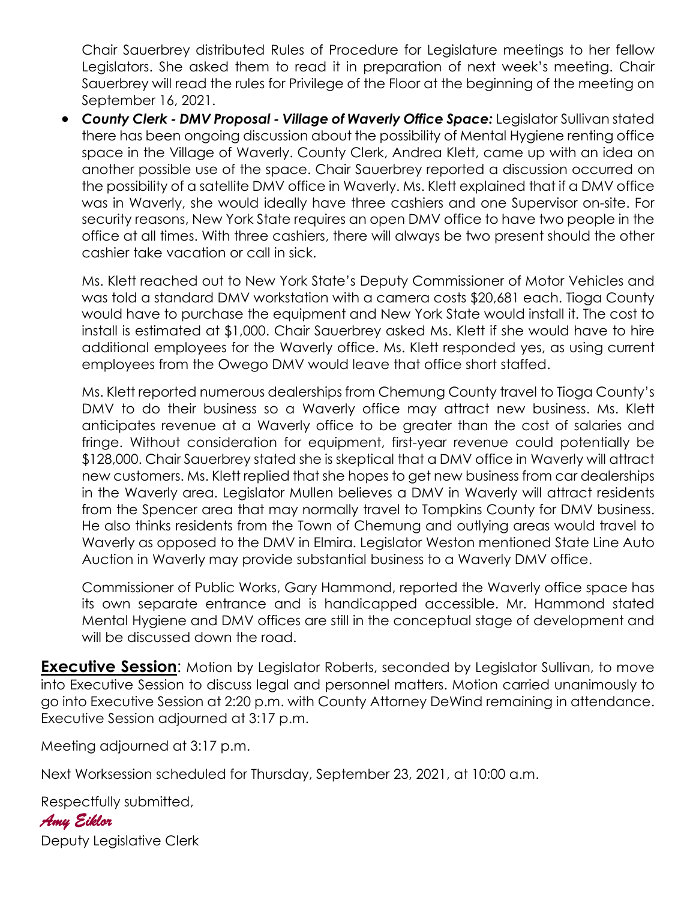Chair Sauerbrey distributed Rules of Procedure for Legislature meetings to her fellow Legislators. She asked them to read it in preparation of next week's meeting. Chair Sauerbrey will read the rules for Privilege of the Floor at the beginning of the meeting on September 16, 2021.

- ***County Clerk - DMV Proposal - Village of Waverly Office Space:*** Legislator Sullivan stated there has been ongoing discussion about the possibility of Mental Hygiene renting office space in the Village of Waverly. County Clerk, Andrea Klett, came up with an idea on another possible use of the space. Chair Sauerbrey reported a discussion occurred on the possibility of a satellite DMV office in Waverly. Ms. Klett explained that if a DMV office was in Waverly, she would ideally have three cashiers and one Supervisor on-site. For security reasons, New York State requires an open DMV office to have two people in the office at all times. With three cashiers, there will always be two present should the other cashier take vacation or call in sick.

  Ms. Klett reached out to New York State's Deputy Commissioner of Motor Vehicles and was told a standard DMV workstation with a camera costs \$20,681 each. Tioga County would have to purchase the equipment and New York State would install it. The cost to install is estimated at \$1,000. Chair Sauerbrey asked Ms. Klett if she would have to hire additional employees for the Waverly office. Ms. Klett responded yes, as using current employees from the Owego DMV would leave that office short staffed.

  Ms. Klett reported numerous dealerships from Chemung County travel to Tioga County's DMV to do their business so a Waverly office may attract new business. Ms. Klett anticipates revenue at a Waverly office to be greater than the cost of salaries and fringe. Without consideration for equipment, first-year revenue could potentially be \$128,000. Chair Sauerbrey stated she is skeptical that a DMV office in Waverly will attract new customers. Ms. Klett replied that she hopes to get new business from car dealerships in the Waverly area. Legislator Mullen believes a DMV in Waverly will attract residents from the Spencer area that may normally travel to Tompkins County for DMV business. He also thinks residents from the Town of Chemung and outlying areas would travel to Waverly as opposed to the DMV in Elmira. Legislator Weston mentioned State Line Auto Auction in Waverly may provide substantial business to a Waverly DMV office.

  Commissioner of Public Works, Gary Hammond, reported the Waverly office space has its own separate entrance and is handicapped accessible. Mr. Hammond stated Mental Hygiene and DMV offices are still in the conceptual stage of development and will be discussed down the road.

**Executive Session**: Motion by Legislator Roberts, seconded by Legislator Sullivan, to move into Executive Session to discuss legal and personnel matters. Motion carried unanimously to go into Executive Session at 2:20 p.m. with County Attorney DeWind remaining in attendance. Executive Session adjourned at 3:17 p.m.

Meeting adjourned at 3:17 p.m.

Next Worksession scheduled for Thursday, September 23, 2021, at 10:00 a.m.

Respectfully submitted,

*Amy Eiklor*

Deputy Legislative Clerk